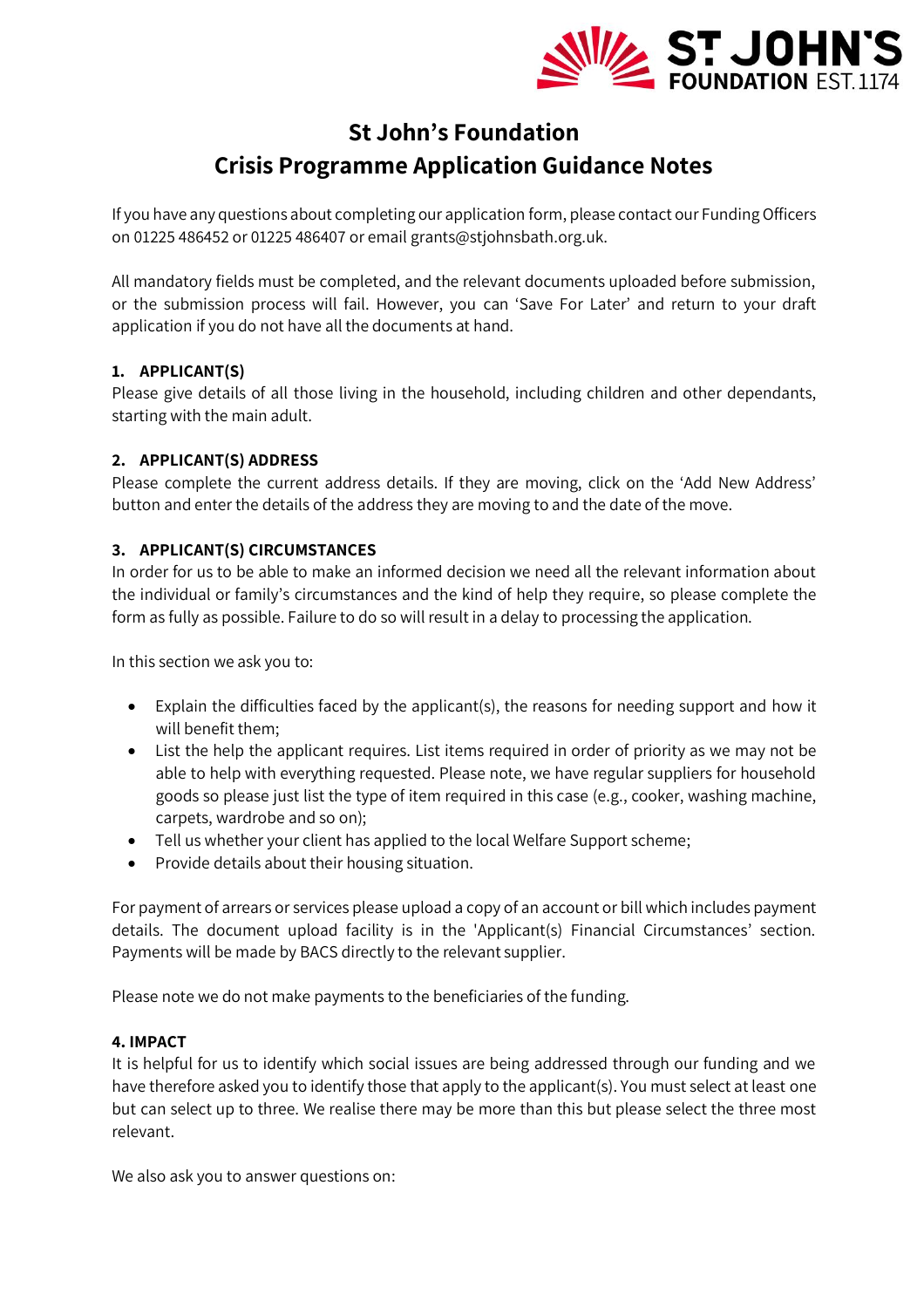# St John's Foundation
# Crisis Programme Application Guidance Notes

If you have any questions about completing our application form, please contact our Funding Officers on 01225 486452 or 01225 486407 or email grants@stjohnsbath.org.uk.

All mandatory fields must be completed, and the relevant documents uploaded before submission, or the submission process will fail. However, you can 'Save For Later' and return to your draft application if you do not have all the documents at hand.

## 1. APPLICANT(S)

Please give details of all those living in the household, including children and other dependants, starting with the main adult.

## 2. APPLICANT(S) ADDRESS

Please complete the current address details. If they are moving, click on the 'Add New Address' button and enter the details of the address they are moving to and the date of the move.

## 3. APPLICANT(S) CIRCUMSTANCES

In order for us to be able to make an informed decision we need all the relevant information about the individual or family's circumstances and the kind of help they require, so please complete the form as fully as possible. Failure to do so will result in a delay to processing the application.

In this section we ask you to:

- Explain the difficulties faced by the applicant(s), the reasons for needing support and how it will benefit them;
- List the help the applicant requires. List items required in order of priority as we may not be able to help with everything requested. Please note, we have regular suppliers for household goods so please just list the type of item required in this case (e.g., cooker, washing machine, carpets, wardrobe and so on);
- Tell us whether your client has applied to the local Welfare Support scheme;
- Provide details about their housing situation.

For payment of arrears or services please upload a copy of an account or bill which includes payment details. The document upload facility is in the 'Applicant(s) Financial Circumstances' section. Payments will be made by BACS directly to the relevant supplier.

Please note we do not make payments to the beneficiaries of the funding.

## 4. IMPACT

It is helpful for us to identify which social issues are being addressed through our funding and we have therefore asked you to identify those that apply to the applicant(s). You must select at least one but can select up to three. We realise there may be more than this but please select the three most relevant.

We also ask you to answer questions on: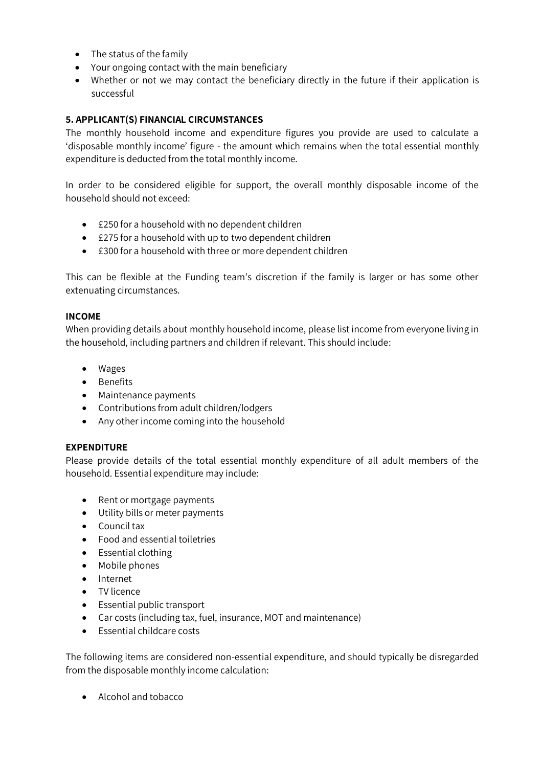- The status of the family
- Your ongoing contact with the main beneficiary
- Whether or not we may contact the beneficiary directly in the future if their application is successful

## 5. APPLICANT(S) FINANCIAL CIRCUMSTANCES

The monthly household income and expenditure figures you provide are used to calculate a 'disposable monthly income' figure - the amount which remains when the total essential monthly expenditure is deducted from the total monthly income.

In order to be considered eligible for support, the overall monthly disposable income of the household should not exceed:

- £250 for a household with no dependent children
- £275 for a household with up to two dependent children
- £300 for a household with three or more dependent children

This can be flexible at the Funding team's discretion if the family is larger or has some other extenuating circumstances.

### INCOME

When providing details about monthly household income, please list income from everyone living in the household, including partners and children if relevant. This should include:

- Wages
- Benefits
- Maintenance payments
- Contributions from adult children/lodgers
- Any other income coming into the household

### EXPENDITURE

Please provide details of the total essential monthly expenditure of all adult members of the household. Essential expenditure may include:

- Rent or mortgage payments
- Utility bills or meter payments
- Council tax
- Food and essential toiletries
- Essential clothing
- Mobile phones
- Internet
- TV licence
- Essential public transport
- Car costs (including tax, fuel, insurance, MOT and maintenance)
- Essential childcare costs

The following items are considered non-essential expenditure, and should typically be disregarded from the disposable monthly income calculation:

- Alcohol and tobacco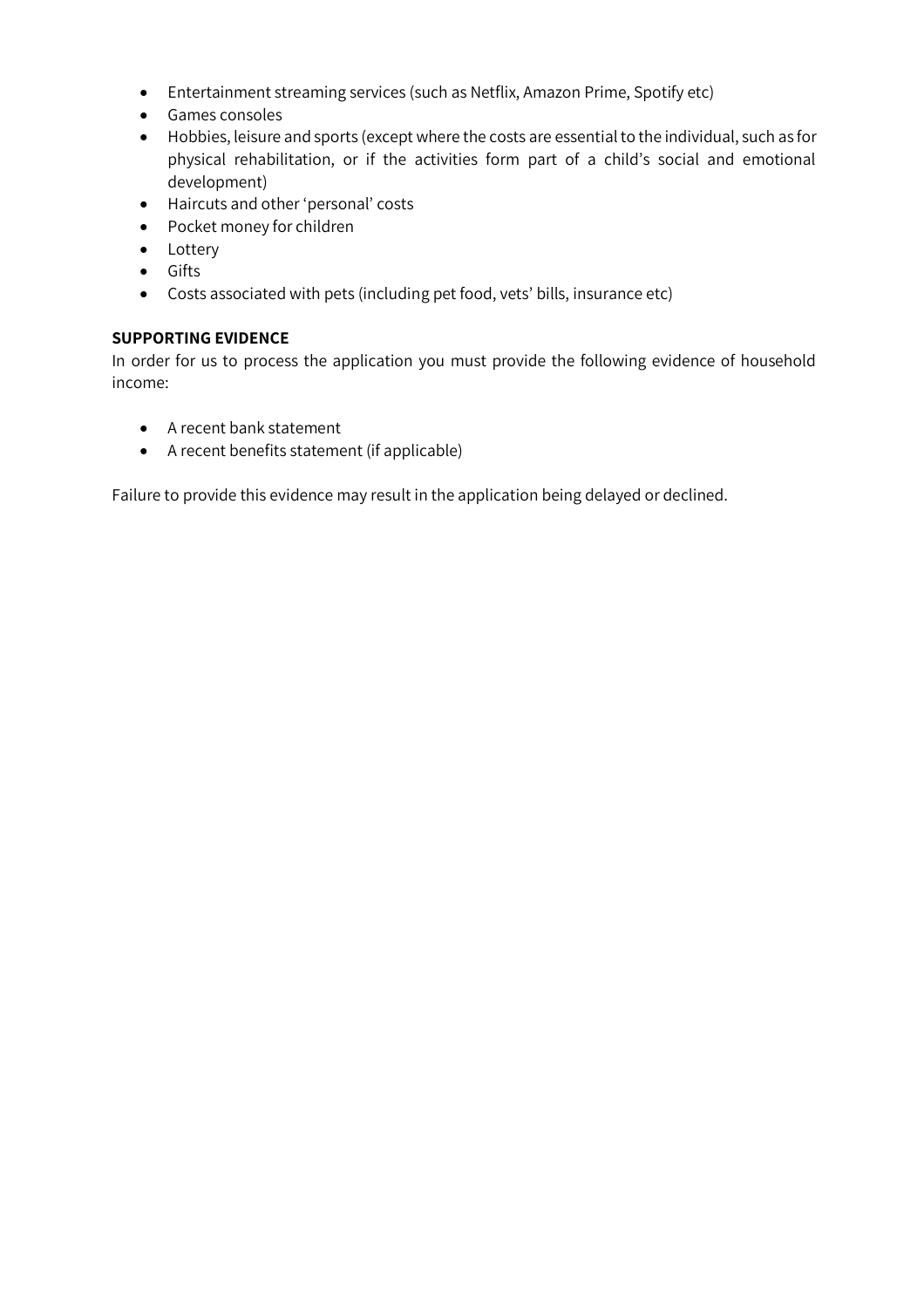- Entertainment streaming services (such as Netflix, Amazon Prime, Spotify etc)
- Games consoles
- Hobbies, leisure and sports (except where the costs are essential to the individual, such as for physical rehabilitation, or if the activities form part of a child's social and emotional development)
- Haircuts and other 'personal' costs
- Pocket money for children
- Lottery
- Gifts
- Costs associated with pets (including pet food, vets' bills, insurance etc)

**SUPPORTING EVIDENCE**

In order for us to process the application you must provide the following evidence of household income:

- A recent bank statement
- A recent benefits statement (if applicable)

Failure to provide this evidence may result in the application being delayed or declined.